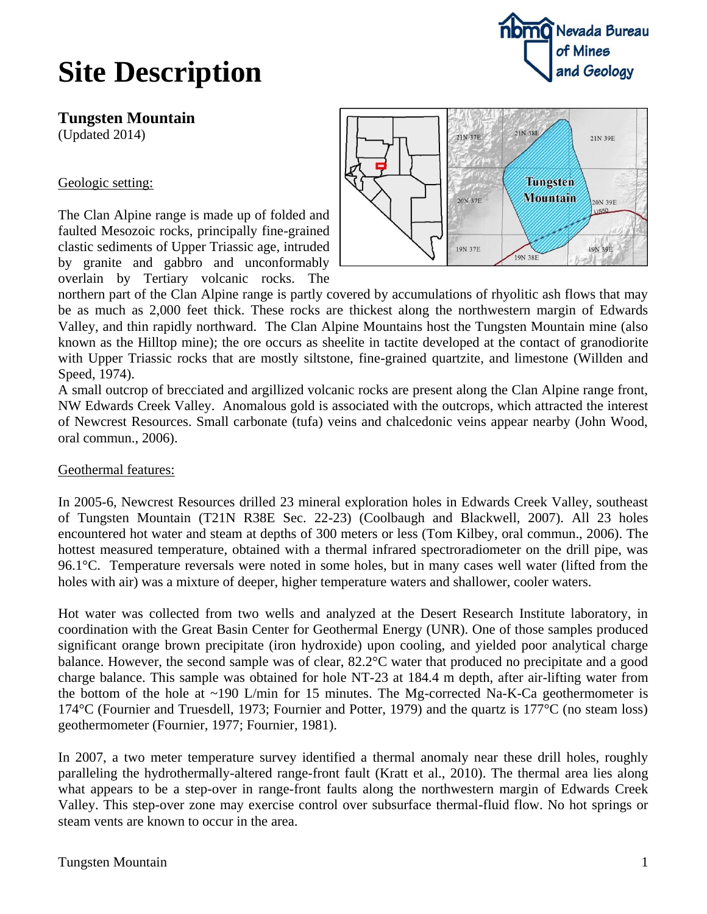# Site Description

## Tungsten Mountain

(Updated 2014)

Geologic setting:

The Clan Alpine range is made up of folded and faulted Mesozoic rocks, principally fine-grained clastic sediments of Upper Triassic age, intruded by granite and gabbro and unconformably overlain by Tertiary volcanic rocks. The northern part of the Clan Alpine range is partly covered by accumulations of rhyolitic ash flows that may be as much as 2,000 feet thick. These rocks are thickest along the northwestern margin of Edwards Valley, and thin rapidly northward. The Clan Alpine Mountains host the Tungsten Mountain mine (also known as the Hilltop mine); the ore occurs as sheelite in tactite developed at the contact of granodiorite with Upper Triassic rocks that are mostly siltstone, fine-grained quartzite, and limestone (Willden and Speed, 1974).

A small outcrop of brecciated and argillized volcanic rocks are present along the Clan Alpine range front, NW Edwards Creek Valley. Anomalous gold is associated with the outcrops, which attracted the interest of Newcrest Resources. Small carbonate (tufa) veins and chalcedonic veins appear nearby (John Wood, oral commun., 2006).

Geothermal features:

In 2005-6, Newcrest Resources drilled 23 mineral exploration holes in Edwards Creek Valley, southeast of Tungsten Mountain (T21N R38E Sec. 22-23) (Coolbaugh and Blackwell, 2007). All 23 holes encountered hot water and steam at depths of 300 meters or less (Tom Kilbey, oral commun., 2006). The hottest measured temperature, obtained with a thermal infrared spectroradiometer on the drill pipe, was 96.1°C. Temperature reversals were noted in some holes, but in many cases well water (lifted from the holes with air) was a mixture of deeper, higher temperature waters and shallower, cooler waters.

Hot water was collected from two wells and analyzed at the Desert Research Institute laboratory, in coordination with the Great Basin Center for Geothermal Energy (UNR). One of those samples produced significant orange brown precipitate (iron hydroxide) upon cooling, and yielded poor analytical charge balance. However, the second sample was of clear, 82.2°C water that produced no precipitate and a good charge balance. This sample was obtained for hole NT-23 at 184.4 m depth, after air-lifting water from the bottom of the hole at ~190 L/min for 15 minutes. The Mg-corrected Na-K-Ca geothermometer is 174°C (Fournier and Truesdell, 1973; Fournier and Potter, 1979) and the quartz is 177°C (no steam loss) geothermometer (Fournier, 1977; Fournier, 1981).

In 2007, a two meter temperature survey identified a thermal anomaly near these drill holes, roughly paralleling the hydrothermally-altered range-front fault (Kratt et al., 2010). The thermal area lies along what appears to be a step-over in range-front faults along the northwestern margin of Edwards Creek Valley. This step-over zone may exercise control over subsurface thermal-fluid flow. No hot springs or steam vents are known to occur in the area.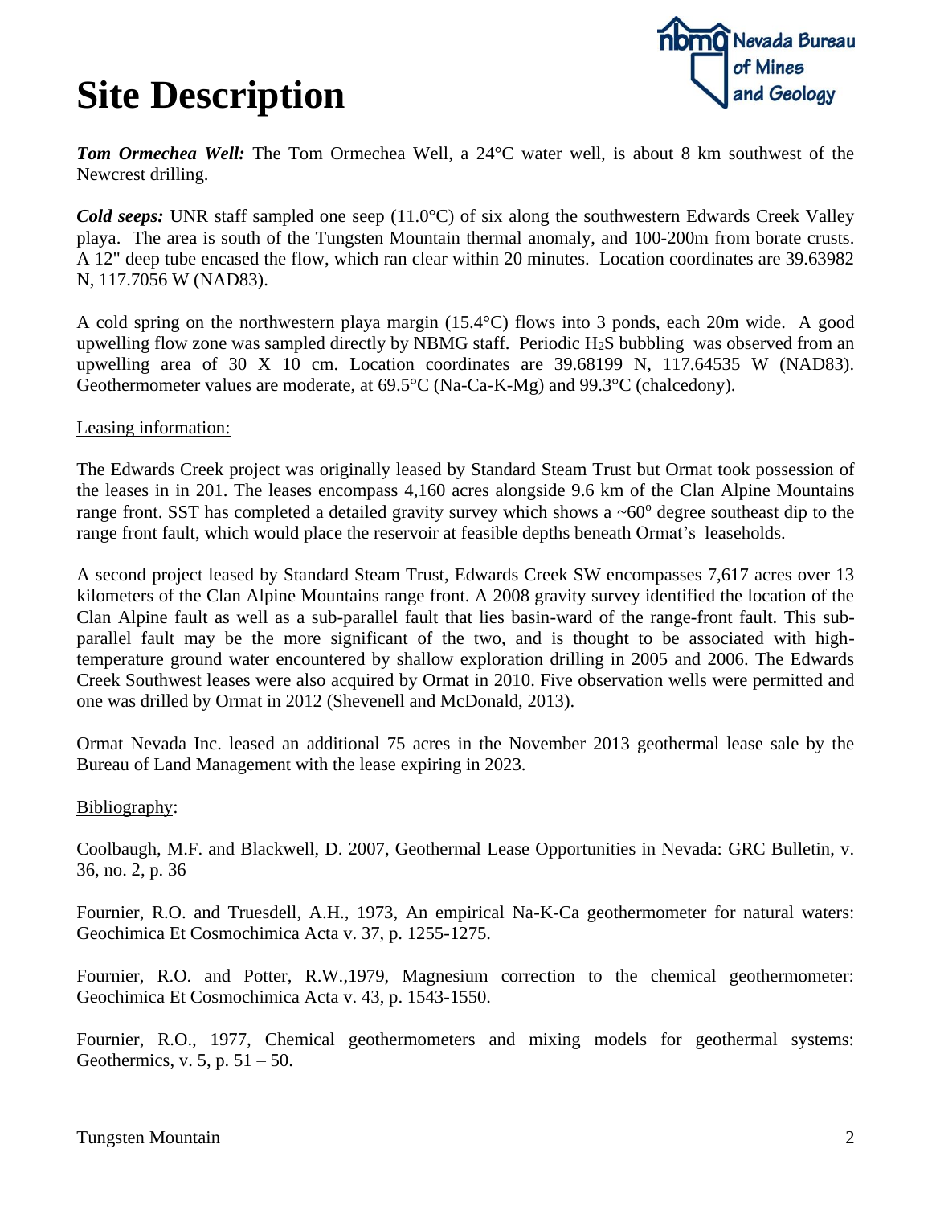# Site Description

***Tom Ormechea Well:*** The Tom Ormechea Well, a 24°C water well, is about 8 km southwest of the Newcrest drilling.

***Cold seeps:*** UNR staff sampled one seep (11.0°C) of six along the southwestern Edwards Creek Valley playa. The area is south of the Tungsten Mountain thermal anomaly, and 100-200m from borate crusts. A 12" deep tube encased the flow, which ran clear within 20 minutes. Location coordinates are 39.63982 N, 117.7056 W (NAD83).

A cold spring on the northwestern playa margin (15.4°C) flows into 3 ponds, each 20m wide. A good upwelling flow zone was sampled directly by NBMG staff. Periodic $H_2S$ bubbling was observed from an upwelling area of 30 X 10 cm. Location coordinates are 39.68199 N, 117.64535 W (NAD83). Geothermometer values are moderate, at 69.5°C (Na-Ca-K-Mg) and 99.3°C (chalcedony).

Leasing information:

The Edwards Creek project was originally leased by Standard Steam Trust but Ormat took possession of the leases in in 201. The leases encompass 4,160 acres alongside 9.6 km of the Clan Alpine Mountains range front. SST has completed a detailed gravity survey which shows a ~60$^{o}$ degree southeast dip to the range front fault, which would place the reservoir at feasible depths beneath Ormat's leaseholds.

A second project leased by Standard Steam Trust, Edwards Creek SW encompasses 7,617 acres over 13 kilometers of the Clan Alpine Mountains range front. A 2008 gravity survey identified the location of the Clan Alpine fault as well as a sub-parallel fault that lies basin-ward of the range-front fault. This sub-parallel fault may be the more significant of the two, and is thought to be associated with high-temperature ground water encountered by shallow exploration drilling in 2005 and 2006. The Edwards Creek Southwest leases were also acquired by Ormat in 2010. Five observation wells were permitted and one was drilled by Ormat in 2012 (Shevenell and McDonald, 2013).

Ormat Nevada Inc. leased an additional 75 acres in the November 2013 geothermal lease sale by the Bureau of Land Management with the lease expiring in 2023.

Bibliography:

Coolbaugh, M.F. and Blackwell, D. 2007, Geothermal Lease Opportunities in Nevada: GRC Bulletin, v. 36, no. 2, p. 36

Fournier, R.O. and Truesdell, A.H., 1973, An empirical Na-K-Ca geothermometer for natural waters: Geochimica Et Cosmochimica Acta v. 37, p. 1255-1275.

Fournier, R.O. and Potter, R.W.,1979, Magnesium correction to the chemical geothermometer: Geochimica Et Cosmochimica Acta v. 43, p. 1543-1550.

Fournier, R.O., 1977, Chemical geothermometers and mixing models for geothermal systems: Geothermics, v. 5, p. 51 – 50.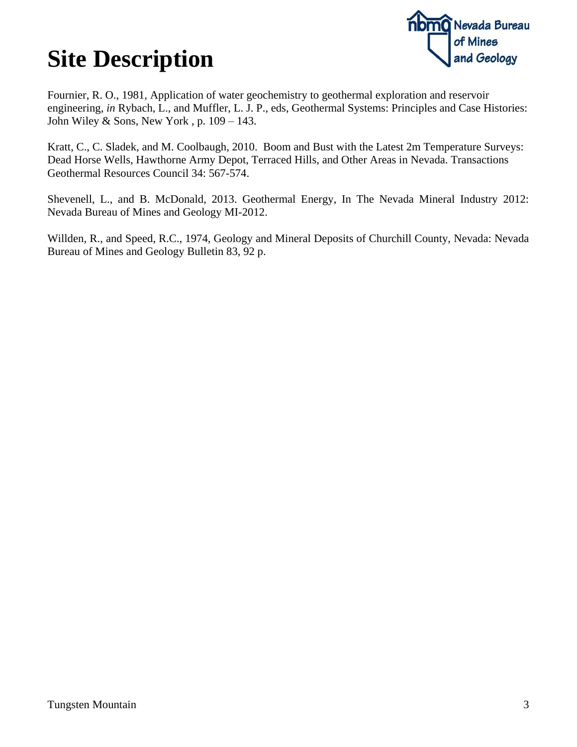# Site Description

Fournier, R. O., 1981, Application of water geochemistry to geothermal exploration and reservoir engineering, *in* Rybach, L., and Muffler, L. J. P., eds, Geothermal Systems: Principles and Case Histories: John Wiley & Sons, New York , p. 109 – 143.

Kratt, C., C. Sladek, and M. Coolbaugh, 2010. Boom and Bust with the Latest 2m Temperature Surveys: Dead Horse Wells, Hawthorne Army Depot, Terraced Hills, and Other Areas in Nevada. Transactions Geothermal Resources Council 34: 567-574.

Shevenell, L., and B. McDonald, 2013. Geothermal Energy, In The Nevada Mineral Industry 2012: Nevada Bureau of Mines and Geology MI-2012.

Willden, R., and Speed, R.C., 1974, Geology and Mineral Deposits of Churchill County, Nevada: Nevada Bureau of Mines and Geology Bulletin 83, 92 p.